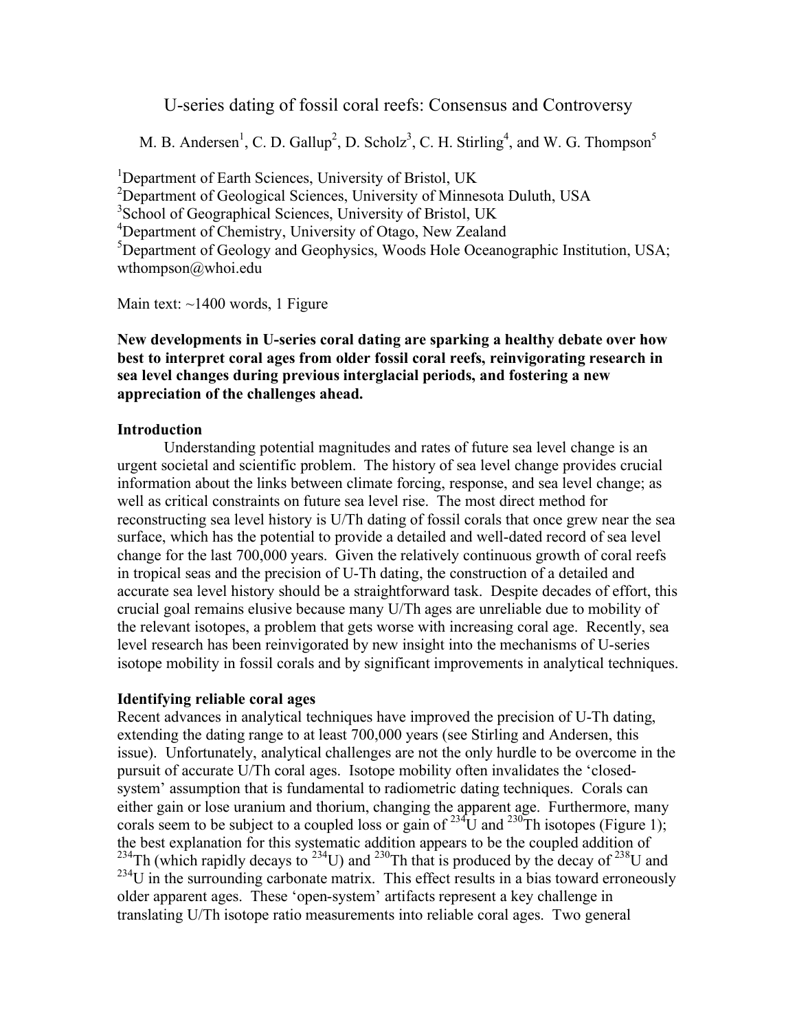# U-series dating of fossil coral reefs: Consensus and Controversy

M. B. Andersen[1], C. D. Gallup[2], D. Scholz[3], C. H. Stirling[4], and W. G. Thompson[5]

[1]Department of Earth Sciences, University of Bristol, UK
[2]Department of Geological Sciences, University of Minnesota Duluth, USA
[3]School of Geographical Sciences, University of Bristol, UK
[4]Department of Chemistry, University of Otago, New Zealand
[5]Department of Geology and Geophysics, Woods Hole Oceanographic Institution, USA; wthompson@whoi.edu

Main text: ~1400 words, 1 Figure

**New developments in U-series coral dating are sparking a healthy debate over how best to interpret coral ages from older fossil coral reefs, reinvigorating research in sea level changes during previous interglacial periods, and fostering a new appreciation of the challenges ahead.**

## Introduction

Understanding potential magnitudes and rates of future sea level change is an urgent societal and scientific problem. The history of sea level change provides crucial information about the links between climate forcing, response, and sea level change; as well as critical constraints on future sea level rise. The most direct method for reconstructing sea level history is U/Th dating of fossil corals that once grew near the sea surface, which has the potential to provide a detailed and well-dated record of sea level change for the last 700,000 years. Given the relatively continuous growth of coral reefs in tropical seas and the precision of U-Th dating, the construction of a detailed and accurate sea level history should be a straightforward task. Despite decades of effort, this crucial goal remains elusive because many U/Th ages are unreliable due to mobility of the relevant isotopes, a problem that gets worse with increasing coral age. Recently, sea level research has been reinvigorated by new insight into the mechanisms of U-series isotope mobility in fossil corals and by significant improvements in analytical techniques.

## Identifying reliable coral ages

Recent advances in analytical techniques have improved the precision of U-Th dating, extending the dating range to at least 700,000 years (see Stirling and Andersen, this issue). Unfortunately, analytical challenges are not the only hurdle to be overcome in the pursuit of accurate U/Th coral ages. Isotope mobility often invalidates the 'closed-system' assumption that is fundamental to radiometric dating techniques. Corals can either gain or lose uranium and thorium, changing the apparent age. Furthermore, many corals seem to be subject to a coupled loss or gain of $^{234}U$ and $^{230}Th$ isotopes (Figure 1); the best explanation for this systematic addition appears to be the coupled addition of $^{234}Th$ (which rapidly decays to $^{234}U$) and $^{230}Th$ that is produced by the decay of $^{238}U$ and $^{234}U$ in the surrounding carbonate matrix. This effect results in a bias toward erroneously older apparent ages. These 'open-system' artifacts represent a key challenge in translating U/Th isotope ratio measurements into reliable coral ages. Two general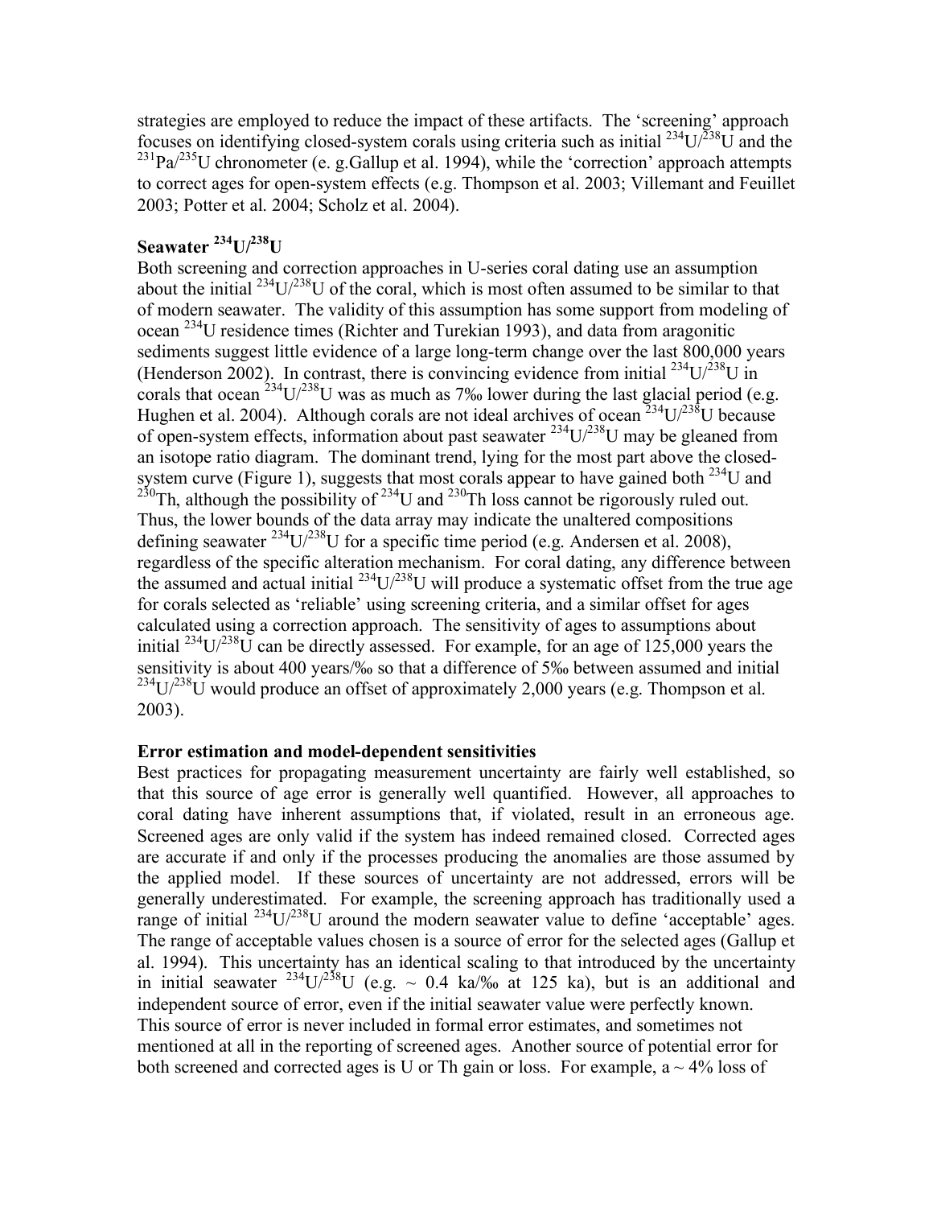strategies are employed to reduce the impact of these artifacts. The 'screening' approach focuses on identifying closed-system corals using criteria such as initial $^{234}U/^{238}U$ and the $^{231}Pa/^{235}U$ chronometer (e. g.Gallup et al. 1994), while the 'correction' approach attempts to correct ages for open-system effects (e.g. Thompson et al. 2003; Villemant and Feuillet 2003; Potter et al. 2004; Scholz et al. 2004).

## Seawater $^{234}U/^{238}U$

Both screening and correction approaches in U-series coral dating use an assumption about the initial $^{234}U/^{238}U$ of the coral, which is most often assumed to be similar to that of modern seawater. The validity of this assumption has some support from modeling of ocean $^{234}U$ residence times (Richter and Turekian 1993), and data from aragonitic sediments suggest little evidence of a large long-term change over the last 800,000 years (Henderson 2002). In contrast, there is convincing evidence from initial $^{234}U/^{238}U$ in corals that ocean $^{234}U/^{238}U$ was as much as 7‰ lower during the last glacial period (e.g. Hughen et al. 2004). Although corals are not ideal archives of ocean $^{234}U/^{238}U$ because of open-system effects, information about past seawater $^{234}U/^{238}U$ may be gleaned from an isotope ratio diagram. The dominant trend, lying for the most part above the closed-system curve (Figure 1), suggests that most corals appear to have gained both $^{234}U$ and $^{230}Th$, although the possibility of $^{234}U$ and $^{230}Th$ loss cannot be rigorously ruled out. Thus, the lower bounds of the data array may indicate the unaltered compositions defining seawater $^{234}U/^{238}U$ for a specific time period (e.g. Andersen et al. 2008), regardless of the specific alteration mechanism. For coral dating, any difference between the assumed and actual initial $^{234}U/^{238}U$ will produce a systematic offset from the true age for corals selected as 'reliable' using screening criteria, and a similar offset for ages calculated using a correction approach. The sensitivity of ages to assumptions about initial $^{234}U/^{238}U$ can be directly assessed. For example, for an age of 125,000 years the sensitivity is about 400 years/‰ so that a difference of 5‰ between assumed and initial $^{234}U/^{238}U$ would produce an offset of approximately 2,000 years (e.g. Thompson et al. 2003).

## Error estimation and model-dependent sensitivities

Best practices for propagating measurement uncertainty are fairly well established, so that this source of age error is generally well quantified. However, all approaches to coral dating have inherent assumptions that, if violated, result in an erroneous age. Screened ages are only valid if the system has indeed remained closed. Corrected ages are accurate if and only if the processes producing the anomalies are those assumed by the applied model. If these sources of uncertainty are not addressed, errors will be generally underestimated. For example, the screening approach has traditionally used a range of initial $^{234}U/^{238}U$ around the modern seawater value to define 'acceptable' ages. The range of acceptable values chosen is a source of error for the selected ages (Gallup et al. 1994). This uncertainty has an identical scaling to that introduced by the uncertainty in initial seawater $^{234}U/^{238}U$ (e.g. ~ 0.4 ka/‰ at 125 ka), but is an additional and independent source of error, even if the initial seawater value were perfectly known. This source of error is never included in formal error estimates, and sometimes not mentioned at all in the reporting of screened ages. Another source of potential error for both screened and corrected ages is U or Th gain or loss. For example, a ~ 4% loss of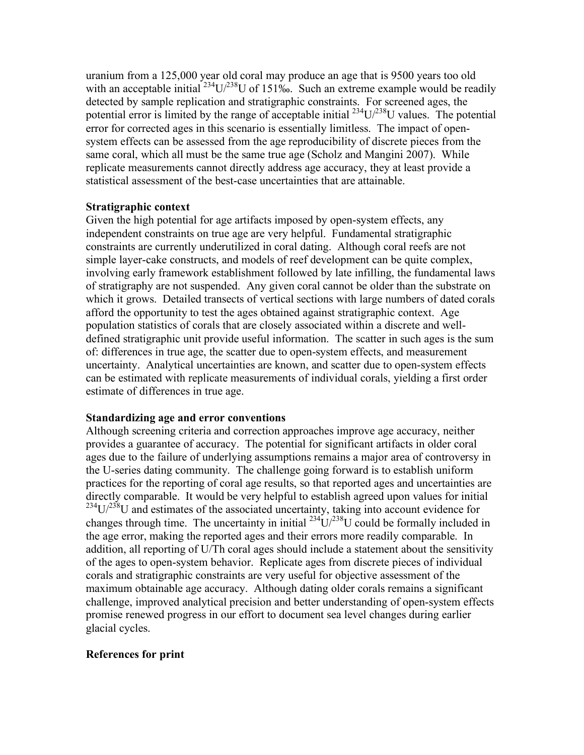uranium from a 125,000 year old coral may produce an age that is 9500 years too old with an acceptable initial $^{234}U/^{238}U$ of 151‰. Such an extreme example would be readily detected by sample replication and stratigraphic constraints. For screened ages, the potential error is limited by the range of acceptable initial $^{234}U/^{238}U$ values. The potential error for corrected ages in this scenario is essentially limitless. The impact of open-system effects can be assessed from the age reproducibility of discrete pieces from the same coral, which all must be the same true age (Scholz and Mangini 2007). While replicate measurements cannot directly address age accuracy, they at least provide a statistical assessment of the best-case uncertainties that are attainable.

**Stratigraphic context**

Given the high potential for age artifacts imposed by open-system effects, any independent constraints on true age are very helpful. Fundamental stratigraphic constraints are currently underutilized in coral dating. Although coral reefs are not simple layer-cake constructs, and models of reef development can be quite complex, involving early framework establishment followed by late infilling, the fundamental laws of stratigraphy are not suspended. Any given coral cannot be older than the substrate on which it grows. Detailed transects of vertical sections with large numbers of dated corals afford the opportunity to test the ages obtained against stratigraphic context. Age population statistics of corals that are closely associated within a discrete and well-defined stratigraphic unit provide useful information. The scatter in such ages is the sum of: differences in true age, the scatter due to open-system effects, and measurement uncertainty. Analytical uncertainties are known, and scatter due to open-system effects can be estimated with replicate measurements of individual corals, yielding a first order estimate of differences in true age.

**Standardizing age and error conventions**

Although screening criteria and correction approaches improve age accuracy, neither provides a guarantee of accuracy. The potential for significant artifacts in older coral ages due to the failure of underlying assumptions remains a major area of controversy in the U-series dating community. The challenge going forward is to establish uniform practices for the reporting of coral age results, so that reported ages and uncertainties are directly comparable. It would be very helpful to establish agreed upon values for initial $^{234}U/^{238}U$ and estimates of the associated uncertainty, taking into account evidence for changes through time. The uncertainty in initial $^{234}U/^{238}U$ could be formally included in the age error, making the reported ages and their errors more readily comparable. In addition, all reporting of U/Th coral ages should include a statement about the sensitivity of the ages to open-system behavior. Replicate ages from discrete pieces of individual corals and stratigraphic constraints are very useful for objective assessment of the maximum obtainable age accuracy. Although dating older corals remains a significant challenge, improved analytical precision and better understanding of open-system effects promise renewed progress in our effort to document sea level changes during earlier glacial cycles.

**References for print**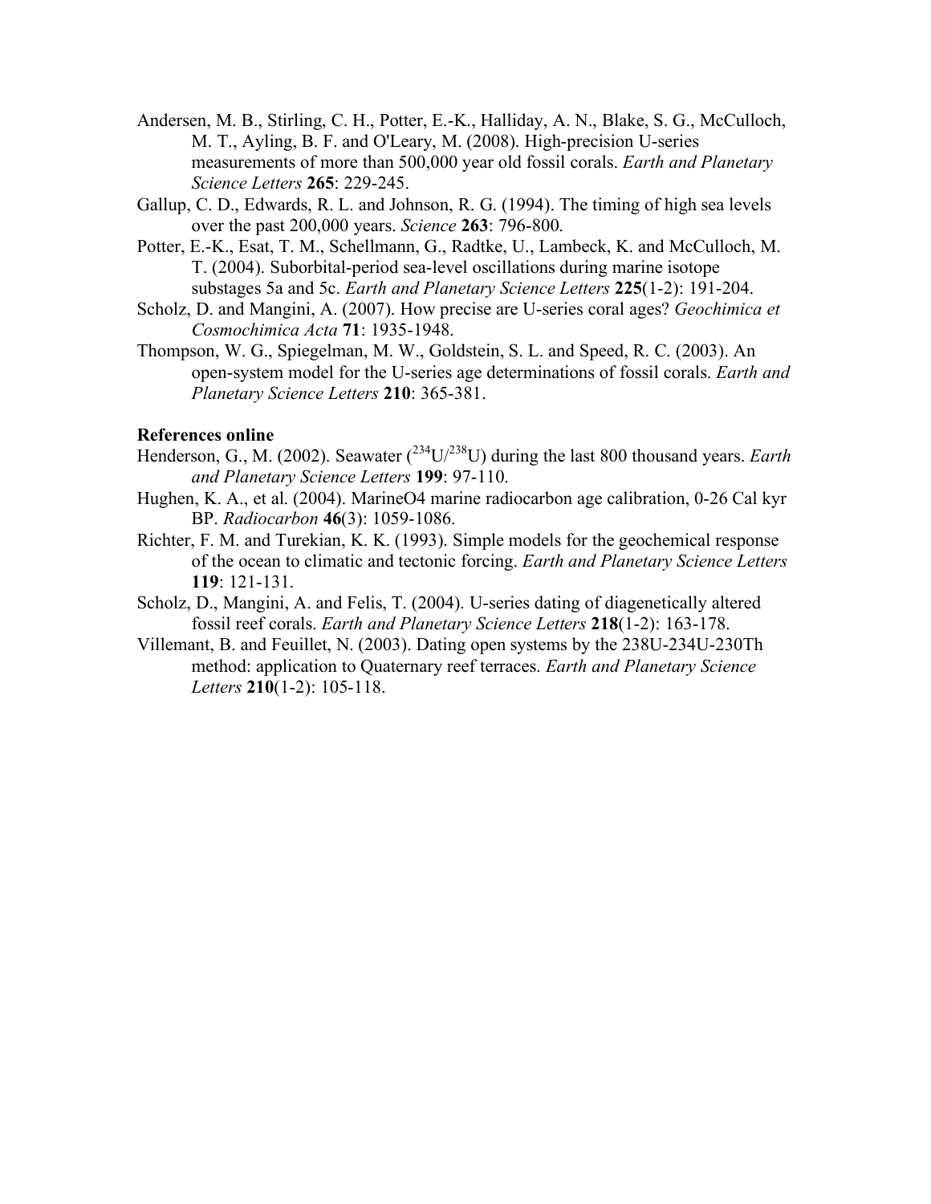Andersen, M. B., Stirling, C. H., Potter, E.-K., Halliday, A. N., Blake, S. G., McCulloch, M. T., Ayling, B. F. and O'Leary, M. (2008). High-precision U-series measurements of more than 500,000 year old fossil corals. *Earth and Planetary Science Letters* **265**: 229-245.

Gallup, C. D., Edwards, R. L. and Johnson, R. G. (1994). The timing of high sea levels over the past 200,000 years. *Science* **263**: 796-800.

Potter, E.-K., Esat, T. M., Schellmann, G., Radtke, U., Lambeck, K. and McCulloch, M. T. (2004). Suborbital-period sea-level oscillations during marine isotope substages 5a and 5c. *Earth and Planetary Science Letters* **225**(1-2): 191-204.

Scholz, D. and Mangini, A. (2007). How precise are U-series coral ages? *Geochimica et Cosmochimica Acta* **71**: 1935-1948.

Thompson, W. G., Spiegelman, M. W., Goldstein, S. L. and Speed, R. C. (2003). An open-system model for the U-series age determinations of fossil corals. *Earth and Planetary Science Letters* **210**: 365-381.

**References online**

Henderson, G., M. (2002). Seawater ($^{234}U/^{238}U$) during the last 800 thousand years. *Earth and Planetary Science Letters* **199**: 97-110.

Hughen, K. A., et al. (2004). MarineO4 marine radiocarbon age calibration, 0-26 Cal kyr BP. *Radiocarbon* **46**(3): 1059-1086.

Richter, F. M. and Turekian, K. K. (1993). Simple models for the geochemical response of the ocean to climatic and tectonic forcing. *Earth and Planetary Science Letters* **119**: 121-131.

Scholz, D., Mangini, A. and Felis, T. (2004). U-series dating of diagenetically altered fossil reef corals. *Earth and Planetary Science Letters* **218**(1-2): 163-178.

Villemant, B. and Feuillet, N. (2003). Dating open systems by the 238U-234U-230Th method: application to Quaternary reef terraces. *Earth and Planetary Science Letters* **210**(1-2): 105-118.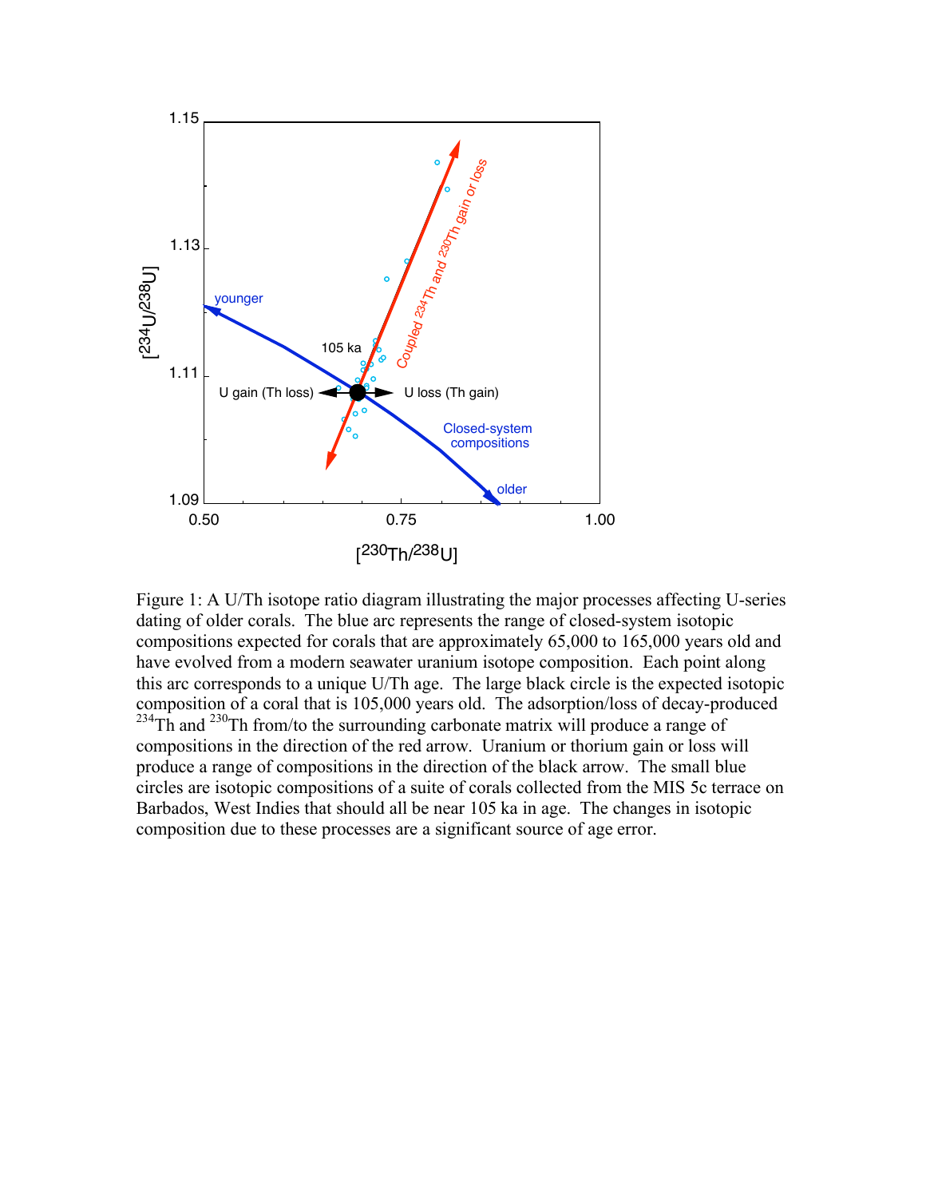1.15

1.13

1.11

1.09

0.50

0.75

1.00

$[^{234}U/^{238}U]$

$[^{230}Th/^{238}U]$

younger

105 ka

U gain (Th loss)

U loss (Th gain)

Closed-system compositions

older

Coupled $^{234}Th$ and $^{230}Th$ gain or loss

Figure 1: A U/Th isotope ratio diagram illustrating the major processes affecting U-series dating of older corals. The blue arc represents the range of closed-system isotopic compositions expected for corals that are approximately 65,000 to 165,000 years old and have evolved from a modern seawater uranium isotope composition. Each point along this arc corresponds to a unique U/Th age. The large black circle is the expected isotopic composition of a coral that is 105,000 years old. The adsorption/loss of decay-produced $^{234}Th$ and $^{230}Th$ from/to the surrounding carbonate matrix will produce a range of compositions in the direction of the red arrow. Uranium or thorium gain or loss will produce a range of compositions in the direction of the black arrow. The small blue circles are isotopic compositions of a suite of corals collected from the MIS 5c terrace on Barbados, West Indies that should all be near 105 ka in age. The changes in isotopic composition due to these processes are a significant source of age error.